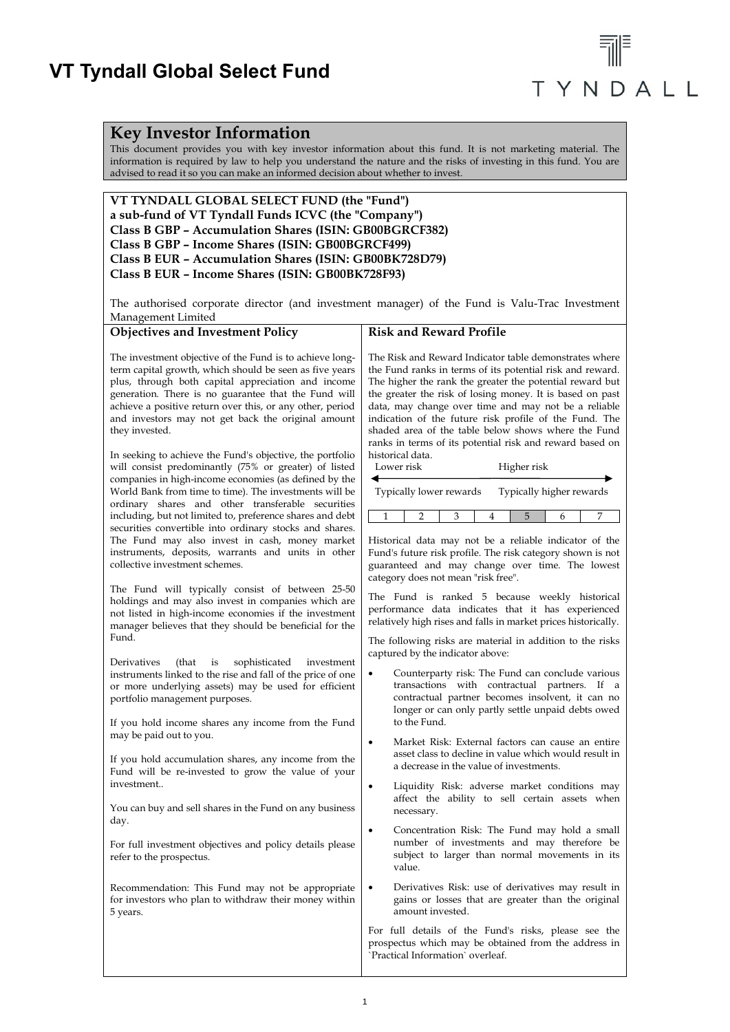# VT Tyndall Global Select Fund

## Key Investor Information

This document provides you with key investor information about this fund. It is not marketing material. The information is required by law to help you understand the nature and the risks of investing in this fund. You are advised to read it so you can make an informed decision about whether to invest.

**VT TYNDALL GLOBAL SELECT FUND (the "Fund")**
**a sub-fund of VT Tyndall Funds ICVC (the "Company")**
**Class B GBP – Accumulation Shares (ISIN: GB00BGRCF382)**
**Class B GBP – Income Shares (ISIN: GB00BGRCF499)**
**Class B EUR – Accumulation Shares (ISIN: GB00BK728D79)**
**Class B EUR – Income Shares (ISIN: GB00BK728F93)**

The authorised corporate director (and investment manager) of the Fund is Valu-Trac Investment Management Limited

### Objectives and Investment Policy

The investment objective of the Fund is to achieve long-term capital growth, which should be seen as five years plus, through both capital appreciation and income generation. There is no guarantee that the Fund will achieve a positive return over this, or any other, period and investors may not get back the original amount they invested.

In seeking to achieve the Fund's objective, the portfolio will consist predominantly (75% or greater) of listed companies in high-income economies (as defined by the World Bank from time to time). The investments will be ordinary shares and other transferable securities including, but not limited to, preference shares and debt securities convertible into ordinary stocks and shares. The Fund may also invest in cash, money market instruments, deposits, warrants and units in other collective investment schemes.

The Fund will typically consist of between 25-50 holdings and may also invest in companies which are not listed in high-income economies if the investment manager believes that they should be beneficial for the Fund.

Derivatives (that is sophisticated investment instruments linked to the rise and fall of the price of one or more underlying assets) may be used for efficient portfolio management purposes.

If you hold income shares any income from the Fund may be paid out to you.

If you hold accumulation shares, any income from the Fund will be re-invested to grow the value of your investment..

You can buy and sell shares in the Fund on any business day.

For full investment objectives and policy details please refer to the prospectus.

Recommendation: This Fund may not be appropriate for investors who plan to withdraw their money within 5 years.

### Risk and Reward Profile

The Risk and Reward Indicator table demonstrates where the Fund ranks in terms of its potential risk and reward. The higher the rank the greater the potential reward but the greater the risk of losing money. It is based on past data, may change over time and may not be a reliable indication of the future risk profile of the Fund. The shaded area of the table below shows where the Fund ranks in terms of its potential risk and reward based on historical data.

Lower risk ← → Higher risk

Typically lower rewards — Typically higher rewards

| 1 | 2 | 3 | 4 | **5** | 6 | 7 |
|---|---|---|---|---|---|---|

Historical data may not be a reliable indicator of the Fund's future risk profile. The risk category shown is not guaranteed and may change over time. The lowest category does not mean "risk free".

The Fund is ranked 5 because weekly historical performance data indicates that it has experienced relatively high rises and falls in market prices historically.

The following risks are material in addition to the risks captured by the indicator above:

- Counterparty risk: The Fund can conclude various transactions with contractual partners. If a contractual partner becomes insolvent, it can no longer or can only partly settle unpaid debts owed to the Fund.
- Market Risk: External factors can cause an entire asset class to decline in value which would result in a decrease in the value of investments.
- Liquidity Risk: adverse market conditions may affect the ability to sell certain assets when necessary.
- Concentration Risk: The Fund may hold a small number of investments and may therefore be subject to larger than normal movements in its value.
- Derivatives Risk: use of derivatives may result in gains or losses that are greater than the original amount invested.

For full details of the Fund's risks, please see the prospectus which may be obtained from the address in `Practical Information` overleaf.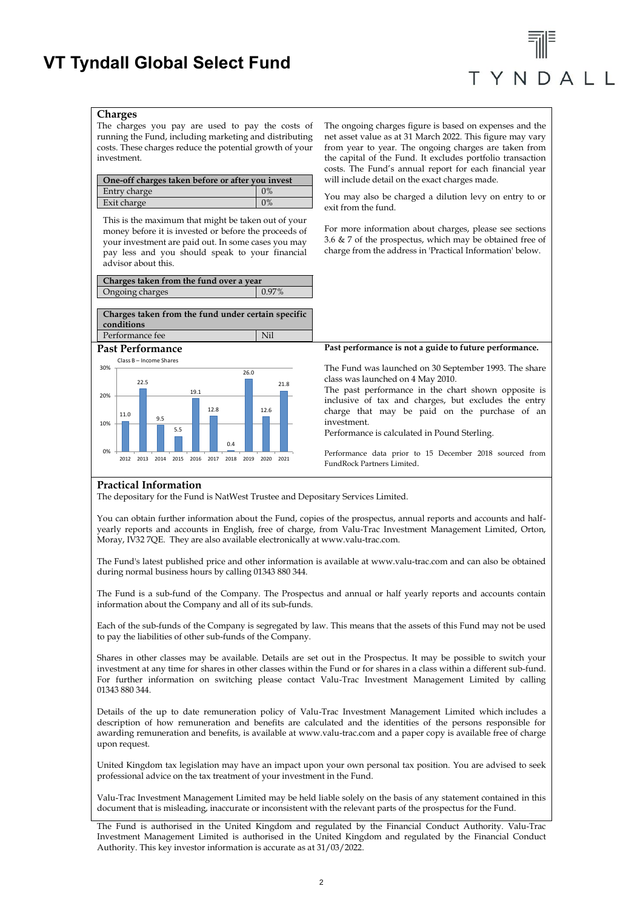# VT Tyndall Global Select Fund

TYNDALL

## Charges

The charges you pay are used to pay the costs of running the Fund, including marketing and distributing costs. These charges reduce the potential growth of your investment.

| One-off charges taken before or after you invest | |
|---|---|
| Entry charge | 0% |
| Exit charge | 0% |

This is the maximum that might be taken out of your money before it is invested or before the proceeds of your investment are paid out. In some cases you may pay less and you should speak to your financial advisor about this.

| Charges taken from the fund over a year | |
|---|---|
| Ongoing charges | 0.97% |

| Charges taken from the fund under certain specific conditions | |
|---|---|
| Performance fee | Nil |

The ongoing charges figure is based on expenses and the net asset value as at 31 March 2022. This figure may vary from year to year. The ongoing charges are taken from the capital of the Fund. It excludes portfolio transaction costs. The Fund's annual report for each financial year will include detail on the exact charges made.

You may also be charged a dilution levy on entry to or exit from the fund.

For more information about charges, please see sections 3.6 & 7 of the prospectus, which may be obtained free of charge from the address in 'Practical Information' below.

## Past Performance

Class B – Income Shares

30%
20%
10%
0%

11.0
22.5
9.5
5.5
19.1
12.8
0.4
26.0
12.6
21.8

2012 2013 2014 2015 2016 2017 2018 2019 2020 2021

**Past performance is not a guide to future performance.**

The Fund was launched on 30 September 1993. The share class was launched on 4 May 2010.

The past performance in the chart shown opposite is inclusive of tax and charges, but excludes the entry charge that may be paid on the purchase of an investment.

Performance is calculated in Pound Sterling.

Performance data prior to 15 December 2018 sourced from FundRock Partners Limited.

## Practical Information

The depositary for the Fund is NatWest Trustee and Depositary Services Limited.

You can obtain further information about the Fund, copies of the prospectus, annual reports and accounts and half-yearly reports and accounts in English, free of charge, from Valu-Trac Investment Management Limited, Orton, Moray, IV32 7QE. They are also available electronically at www.valu-trac.com.

The Fund's latest published price and other information is available at www.valu-trac.com and can also be obtained during normal business hours by calling 01343 880 344.

The Fund is a sub-fund of the Company. The Prospectus and annual or half yearly reports and accounts contain information about the Company and all of its sub-funds.

Each of the sub-funds of the Company is segregated by law. This means that the assets of this Fund may not be used to pay the liabilities of other sub-funds of the Company.

Shares in other classes may be available. Details are set out in the Prospectus. It may be possible to switch your investment at any time for shares in other classes within the Fund or for shares in a class within a different sub-fund. For further information on switching please contact Valu-Trac Investment Management Limited by calling 01343 880 344.

Details of the up to date remuneration policy of Valu-Trac Investment Management Limited which includes a description of how remuneration and benefits are calculated and the identities of the persons responsible for awarding remuneration and benefits, is available at www.valu-trac.com and a paper copy is available free of charge upon request.

United Kingdom tax legislation may have an impact upon your own personal tax position. You are advised to seek professional advice on the tax treatment of your investment in the Fund.

Valu-Trac Investment Management Limited may be held liable solely on the basis of any statement contained in this document that is misleading, inaccurate or inconsistent with the relevant parts of the prospectus for the Fund.

The Fund is authorised in the United Kingdom and regulated by the Financial Conduct Authority. Valu-Trac Investment Management Limited is authorised in the United Kingdom and regulated by the Financial Conduct Authority. This key investor information is accurate as at 31/03/2022.